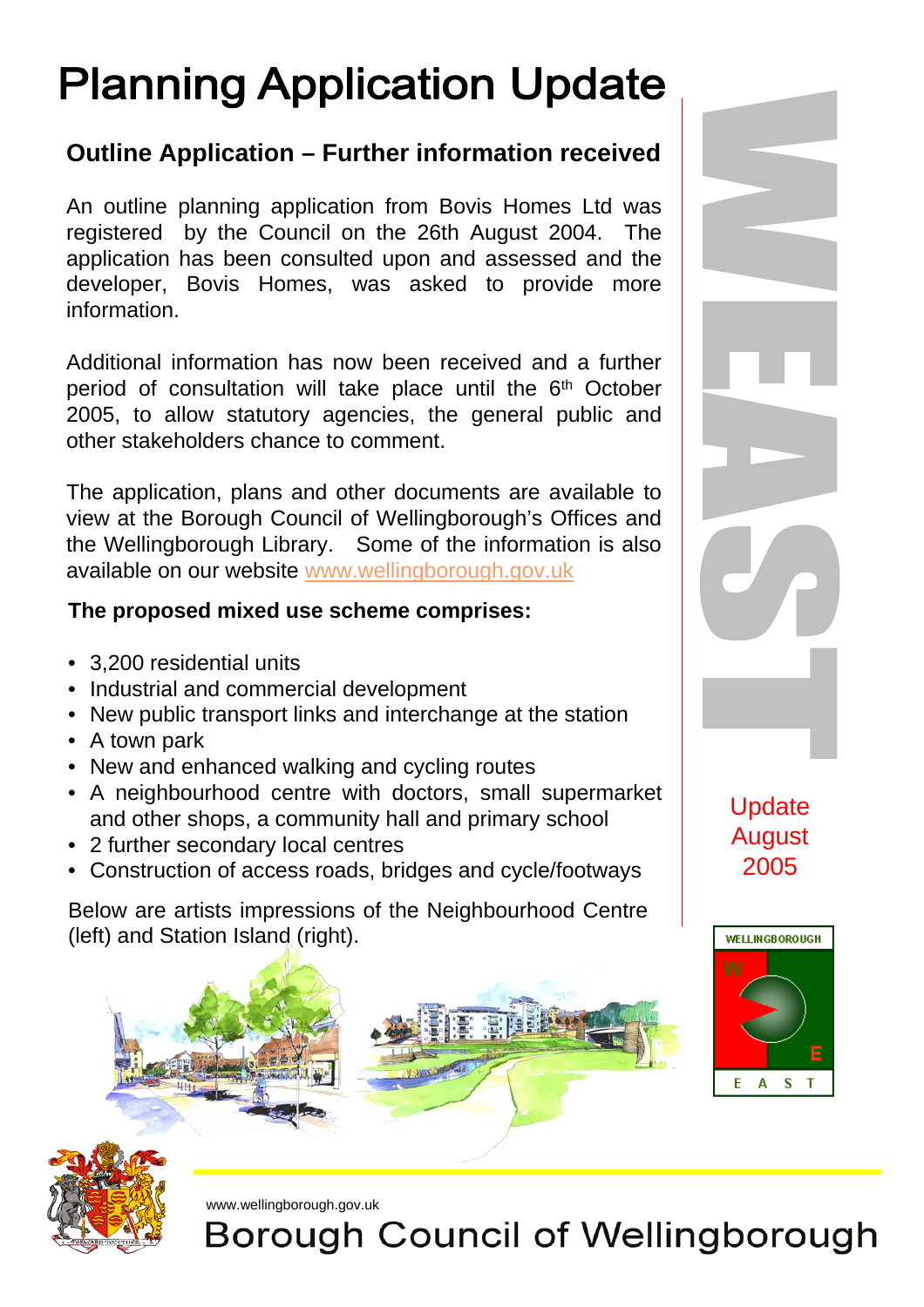# Planning Application Update

## Outline Application – Further information received

An outline planning application from Bovis Homes Ltd was registered by the Council on the 26th August 2004. The application has been consulted upon and assessed and the developer, Bovis Homes, was asked to provide more information.

Additional information has now been received and a further period of consultation will take place until the 6th October 2005, to allow statutory agencies, the general public and other stakeholders chance to comment.

The application, plans and other documents are available to view at the Borough Council of Wellingborough's Offices and the Wellingborough Library. Some of the information is also available on our website www.wellingborough.gov.uk

**The proposed mixed use scheme comprises:**

- 3,200 residential units
- Industrial and commercial development
- New public transport links and interchange at the station
- A town park
- New and enhanced walking and cycling routes
- A neighbourhood centre with doctors, small supermarket and other shops, a community hall and primary school
- 2 further secondary local centres
- Construction of access roads, bridges and cycle/footways

Below are artists impressions of the Neighbourhood Centre (left) and Station Island (right).

WEAST

Update August 2005

WELLINGBOROUGH EAST

www.wellingborough.gov.uk

Borough Council of Wellingborough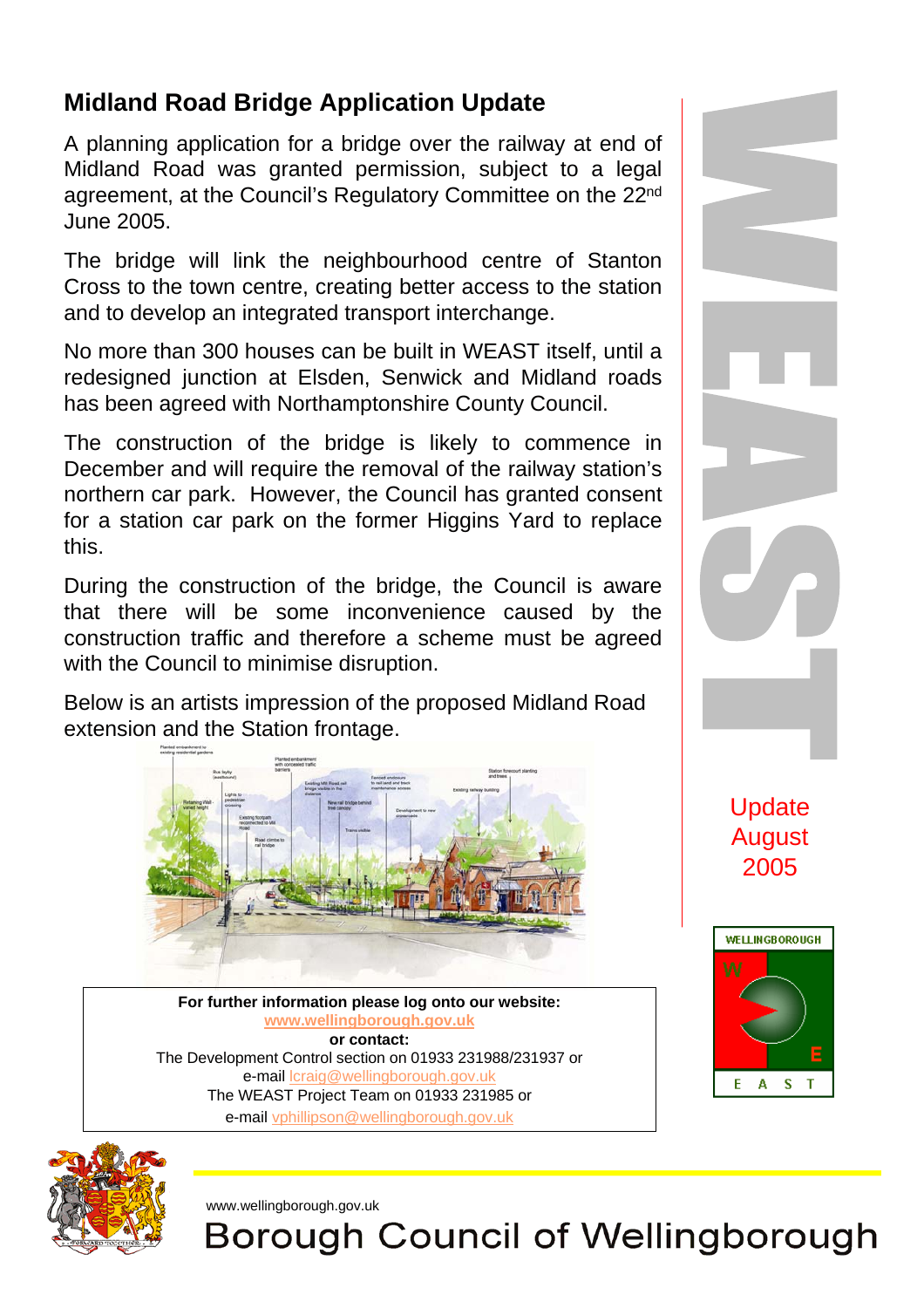## Midland Road Bridge Application Update

A planning application for a bridge over the railway at end of Midland Road was granted permission, subject to a legal agreement, at the Council's Regulatory Committee on the 22nd June 2005.

The bridge will link the neighbourhood centre of Stanton Cross to the town centre, creating better access to the station and to develop an integrated transport interchange.

No more than 300 houses can be built in WEAST itself, until a redesigned junction at Elsden, Senwick and Midland roads has been agreed with Northamptonshire County Council.

The construction of the bridge is likely to commence in December and will require the removal of the railway station's northern car park. However, the Council has granted consent for a station car park on the former Higgins Yard to replace this.

During the construction of the bridge, the Council is aware that there will be some inconvenience caused by the construction traffic and therefore a scheme must be agreed with the Council to minimise disruption.

Below is an artists impression of the proposed Midland Road extension and the Station frontage.

**For further information please log onto our website:**
**www.wellingborough.gov.uk**
**or contact:**
The Development Control section on 01933 231988/231937 or e-mail lcraig@wellingborough.gov.uk
The WEAST Project Team on 01933 231985 or e-mail vphillipson@wellingborough.gov.uk

WEAST

Update August 2005

WELLINGBOROUGH EAST

www.wellingborough.gov.uk

Borough Council of Wellingborough